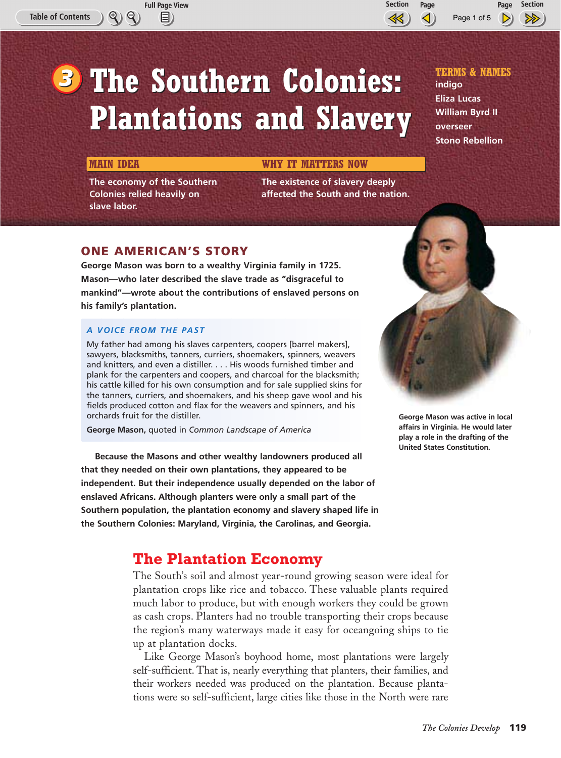# 3 The Southern Colonies: Plantations and Slavery

**TERMS & NAMES**
indigo
Eliza Lucas
William Byrd II
overseer
Stono Rebellion

**MAIN IDEA**

The economy of the Southern Colonies relied heavily on slave labor.

**WHY IT MATTERS NOW**

The existence of slavery deeply affected the South and the nation.

## ONE AMERICAN'S STORY

**George Mason was born to a wealthy Virginia family in 1725. Mason—who later described the slave trade as "disgraceful to mankind"—wrote about the contributions of enslaved persons on his family's plantation.**

***A VOICE FROM THE PAST***

My father had among his slaves carpenters, coopers [barrel makers], sawyers, blacksmiths, tanners, curriers, shoemakers, spinners, weavers and knitters, and even a distiller. . . . His woods furnished timber and plank for the carpenters and coopers, and charcoal for the blacksmith; his cattle killed for his own consumption and for sale supplied skins for the tanners, curriers, and shoemakers, and his sheep gave wool and his fields produced cotton and flax for the weavers and spinners, and his orchards fruit for the distiller.

**George Mason,** quoted in *Common Landscape of America*

George Mason was active in local affairs in Virginia. He would later play a role in the drafting of the United States Constitution.

**Because the Masons and other wealthy landowners produced all that they needed on their own plantations, they appeared to be independent. But their independence usually depended on the labor of enslaved Africans. Although planters were only a small part of the Southern population, the plantation economy and slavery shaped life in the Southern Colonies: Maryland, Virginia, the Carolinas, and Georgia.**

## The Plantation Economy

The South's soil and almost year-round growing season were ideal for plantation crops like rice and tobacco. These valuable plants required much labor to produce, but with enough workers they could be grown as cash crops. Planters had no trouble transporting their crops because the region's many waterways made it easy for oceangoing ships to tie up at plantation docks.

Like George Mason's boyhood home, most plantations were largely self-sufficient. That is, nearly everything that planters, their families, and their workers needed was produced on the plantation. Because plantations were so self-sufficient, large cities like those in the North were rare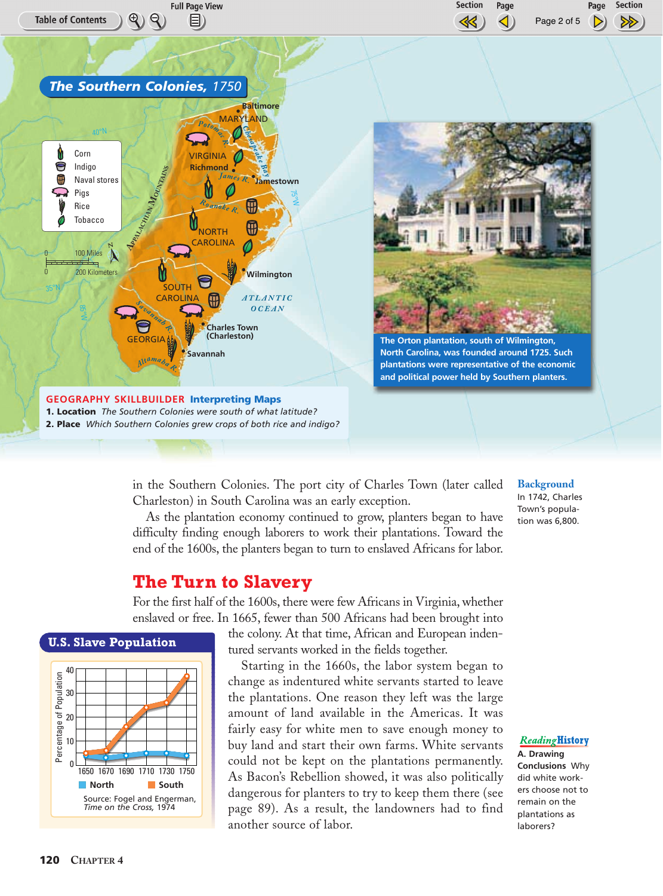## The Southern Colonies, 1750

**GEOGRAPHY SKILLBUILDER** **Interpreting Maps**

1. **Location** *The Southern Colonies were south of what latitude?*
2. **Place** *Which Southern Colonies grew crops of both rice and indigo?*

The Orton plantation, south of Wilmington, North Carolina, was founded around 1725. Such plantations were representative of the economic and political power held by Southern planters.

in the Southern Colonies. The port city of Charles Town (later called Charleston) in South Carolina was an early exception.

As the plantation economy continued to grow, planters began to have difficulty finding enough laborers to work their plantations. Toward the end of the 1600s, the planters began to turn to enslaved Africans for labor.

**Background**
In 1742, Charles Town's population was 6,800.

## The Turn to Slavery

For the first half of the 1600s, there were few Africans in Virginia, whether enslaved or free. In 1665, fewer than 500 Africans had been brought into the colony. At that time, African and European indentured servants worked in the fields together.

Starting in the 1660s, the labor system began to change as indentured white servants started to leave the plantations. One reason they left was the large amount of land available in the Americas. It was fairly easy for white men to save enough money to buy land and start their own farms. White servants could not be kept on the plantations permanently. As Bacon's Rebellion showed, it was also politically dangerous for planters to try to keep them there (see page 89). As a result, the landowners had to find another source of labor.

**U.S. Slave Population**

Source: Fogel and Engerman, *Time on the Cross*, 1974

**Reading History**
**A. Drawing Conclusions** Why did white workers choose not to remain on the plantations as laborers?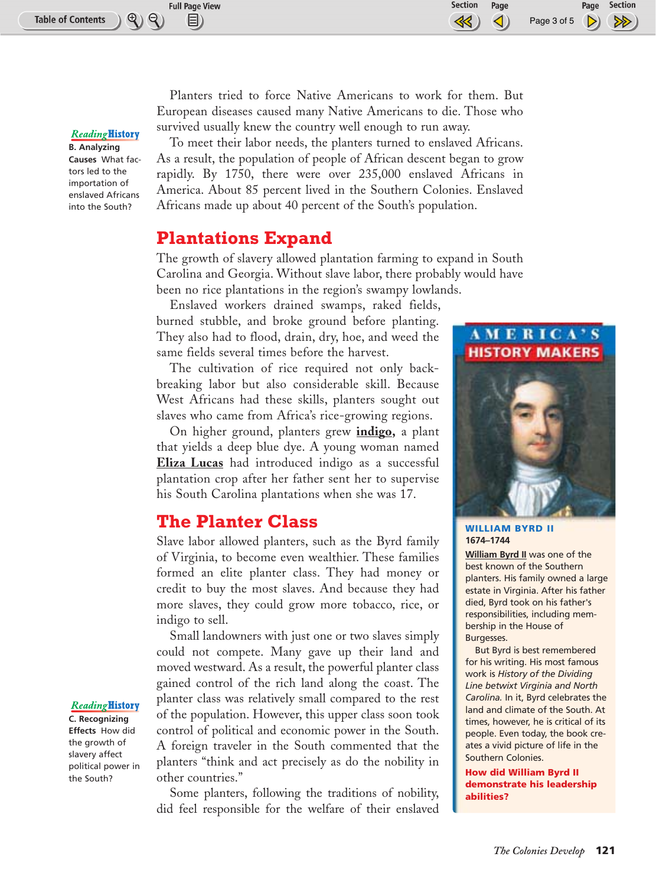Planters tried to force Native Americans to work for them. But European diseases caused many Native Americans to die. Those who survived usually knew the country well enough to run away.

**ReadingHistory**
**B. Analyzing Causes** What factors led to the importation of enslaved Africans into the South?

To meet their labor needs, the planters turned to enslaved Africans. As a result, the population of people of African descent began to grow rapidly. By 1750, there were over 235,000 enslaved Africans in America. About 85 percent lived in the Southern Colonies. Enslaved Africans made up about 40 percent of the South's population.

## Plantations Expand

The growth of slavery allowed plantation farming to expand in South Carolina and Georgia. Without slave labor, there probably would have been no rice plantations in the region's swampy lowlands.

Enslaved workers drained swamps, raked fields, burned stubble, and broke ground before planting. They also had to flood, drain, dry, hoe, and weed the same fields several times before the harvest.

The cultivation of rice required not only backbreaking labor but also considerable skill. Because West Africans had these skills, planters sought out slaves who came from Africa's rice-growing regions.

On higher ground, planters grew **indigo,** a plant that yields a deep blue dye. A young woman named **Eliza Lucas** had introduced indigo as a successful plantation crop after her father sent her to supervise his South Carolina plantations when she was 17.

## The Planter Class

Slave labor allowed planters, such as the Byrd family of Virginia, to become even wealthier. These families formed an elite planter class. They had money or credit to buy the most slaves. And because they had more slaves, they could grow more tobacco, rice, or indigo to sell.

Small landowners with just one or two slaves simply could not compete. Many gave up their land and moved westward. As a result, the powerful planter class gained control of the rich land along the coast. The planter class was relatively small compared to the rest of the population. However, this upper class soon took control of political and economic power in the South. A foreign traveler in the South commented that the planters "think and act precisely as do the nobility in other countries."

**ReadingHistory**
**C. Recognizing Effects** How did the growth of slavery affect political power in the South?

Some planters, following the traditions of nobility, did feel responsible for the welfare of their enslaved

**AMERICA'S HISTORY MAKERS**

**WILLIAM BYRD II**
**1674–1744**

William Byrd II was one of the best known of the Southern planters. His family owned a large estate in Virginia. After his father died, Byrd took on his father's responsibilities, including membership in the House of Burgesses.

But Byrd is best remembered for his writing. His most famous work is *History of the Dividing Line betwixt Virginia and North Carolina.* In it, Byrd celebrates the land and climate of the South. At times, however, he is critical of its people. Even today, the book creates a vivid picture of life in the Southern Colonies.

**How did William Byrd II demonstrate his leadership abilities?**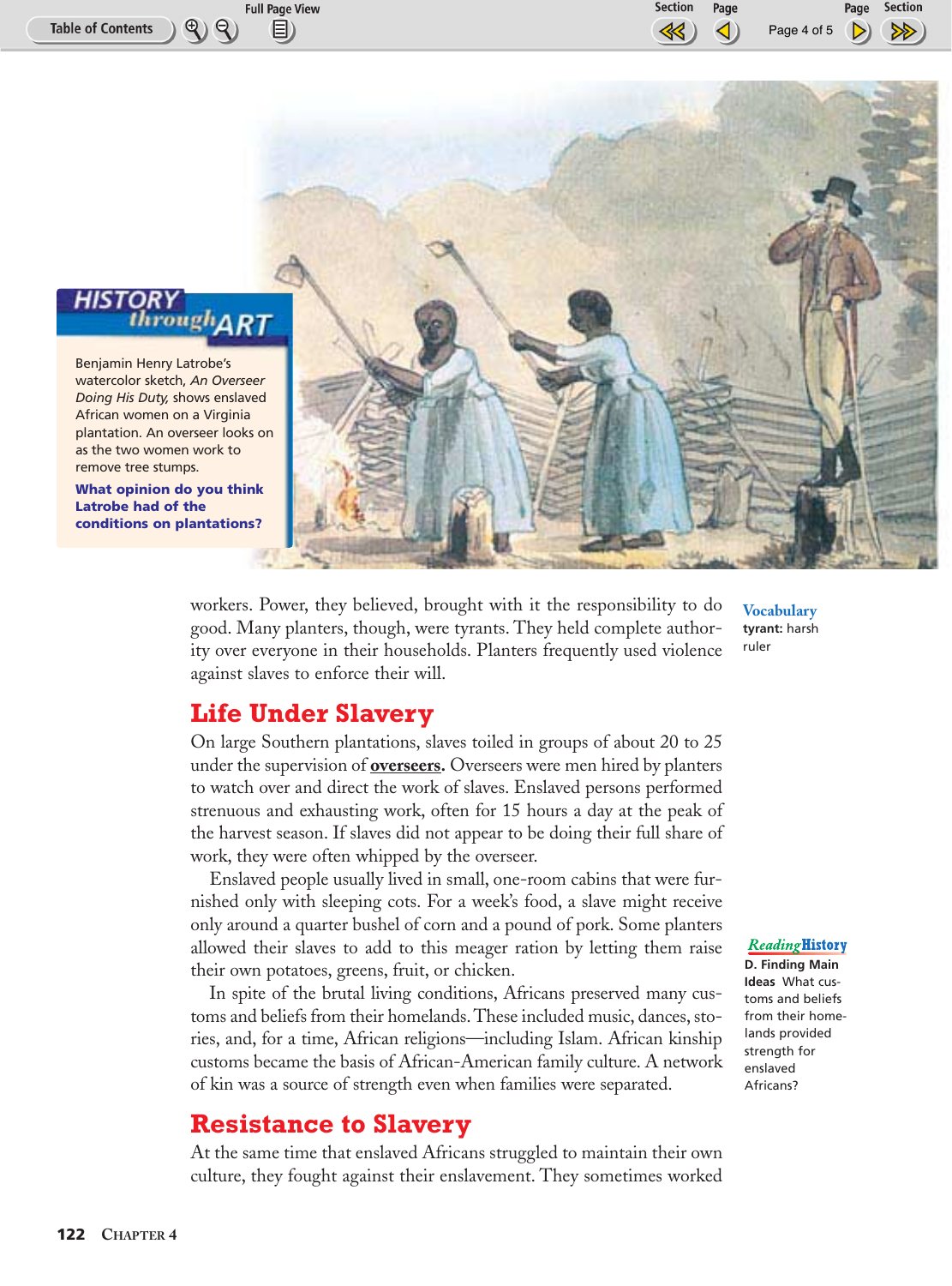## HISTORY through ART

Benjamin Henry Latrobe's watercolor sketch, *An Overseer Doing His Duty,* shows enslaved African women on a Virginia plantation. An overseer looks on as the two women work to remove tree stumps.

**What opinion do you think Latrobe had of the conditions on plantations?**

workers. Power, they believed, brought with it the responsibility to do good. Many planters, though, were tyrants. They held complete authority over everyone in their households. Planters frequently used violence against slaves to enforce their will.

**Vocabulary**
**tyrant:** harsh ruler

## Life Under Slavery

On large Southern plantations, slaves toiled in groups of about 20 to 25 under the supervision of **overseers.** Overseers were men hired by planters to watch over and direct the work of slaves. Enslaved persons performed strenuous and exhausting work, often for 15 hours a day at the peak of the harvest season. If slaves did not appear to be doing their full share of work, they were often whipped by the overseer.

Enslaved people usually lived in small, one-room cabins that were furnished only with sleeping cots. For a week's food, a slave might receive only around a quarter bushel of corn and a pound of pork. Some planters allowed their slaves to add to this meager ration by letting them raise their own potatoes, greens, fruit, or chicken.

In spite of the brutal living conditions, Africans preserved many customs and beliefs from their homelands. These included music, dances, stories, and, for a time, African religions—including Islam. African kinship customs became the basis of African-American family culture. A network of kin was a source of strength even when families were separated.

**Reading History**
**D. Finding Main Ideas** What customs and beliefs from their homelands provided strength for enslaved Africans?

## Resistance to Slavery

At the same time that enslaved Africans struggled to maintain their own culture, they fought against their enslavement. They sometimes worked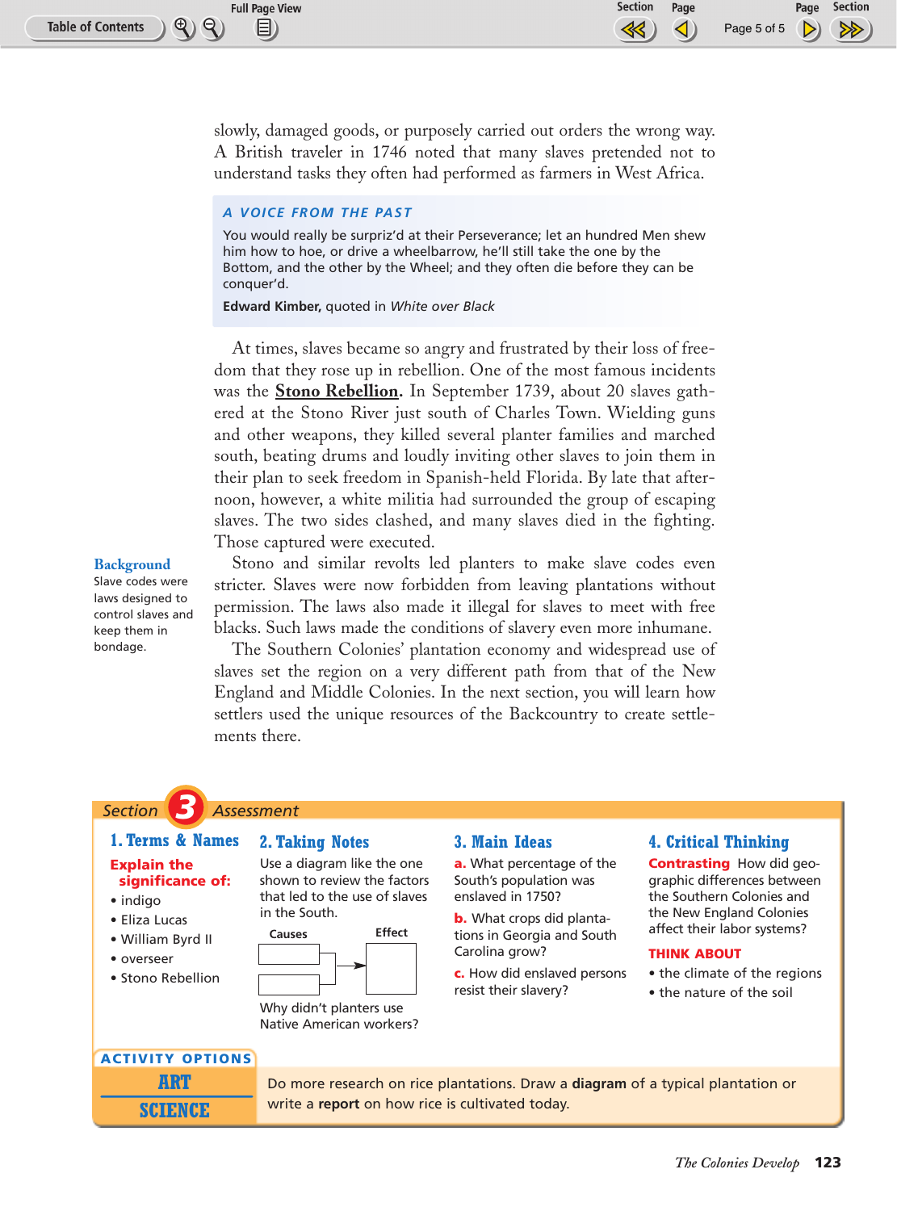slowly, damaged goods, or purposely carried out orders the wrong way. A British traveler in 1746 noted that many slaves pretended not to understand tasks they often had performed as farmers in West Africa.

> **A VOICE FROM THE PAST**
>
> You would really be surpriz'd at their Perseverance; let an hundred Men shew him how to hoe, or drive a wheelbarrow, he'll still take the one by the Bottom, and the other by the Wheel; and they often die before they can be conquer'd.
>
> **Edward Kimber,** quoted in *White over Black*

At times, slaves became so angry and frustrated by their loss of freedom that they rose up in rebellion. One of the most famous incidents was the **Stono Rebellion**. In September 1739, about 20 slaves gathered at the Stono River just south of Charles Town. Wielding guns and other weapons, they killed several planter families and marched south, beating drums and loudly inviting other slaves to join them in their plan to seek freedom in Spanish-held Florida. By late that afternoon, however, a white militia had surrounded the group of escaping slaves. The two sides clashed, and many slaves died in the fighting. Those captured were executed.

**Background**
Slave codes were laws designed to control slaves and keep them in bondage.

Stono and similar revolts led planters to make slave codes even stricter. Slaves were now forbidden from leaving plantations without permission. The laws also made it illegal for slaves to meet with free blacks. Such laws made the conditions of slavery even more inhumane.

The Southern Colonies' plantation economy and widespread use of slaves set the region on a very different path from that of the New England and Middle Colonies. In the next section, you will learn how settlers used the unique resources of the Backcountry to create settlements there.

## Section 3 Assessment

### 1. Terms & Names

**Explain the significance of:**

- indigo
- Eliza Lucas
- William Byrd II
- overseer
- Stono Rebellion

### 2. Taking Notes

Use a diagram like the one shown to review the factors that led to the use of slaves in the South.

Causes → Effect

Why didn't planters use Native American workers?

### 3. Main Ideas

**a.** What percentage of the South's population was enslaved in 1750?

**b.** What crops did plantations in Georgia and South Carolina grow?

**c.** How did enslaved persons resist their slavery?

### 4. Critical Thinking

**Contrasting** How did geographic differences between the Southern Colonies and the New England Colonies affect their labor systems?

**THINK ABOUT**

- the climate of the regions
- the nature of the soil

**ACTIVITY OPTIONS**

**ART**
**SCIENCE**

Do more research on rice plantations. Draw a **diagram** of a typical plantation or write a **report** on how rice is cultivated today.